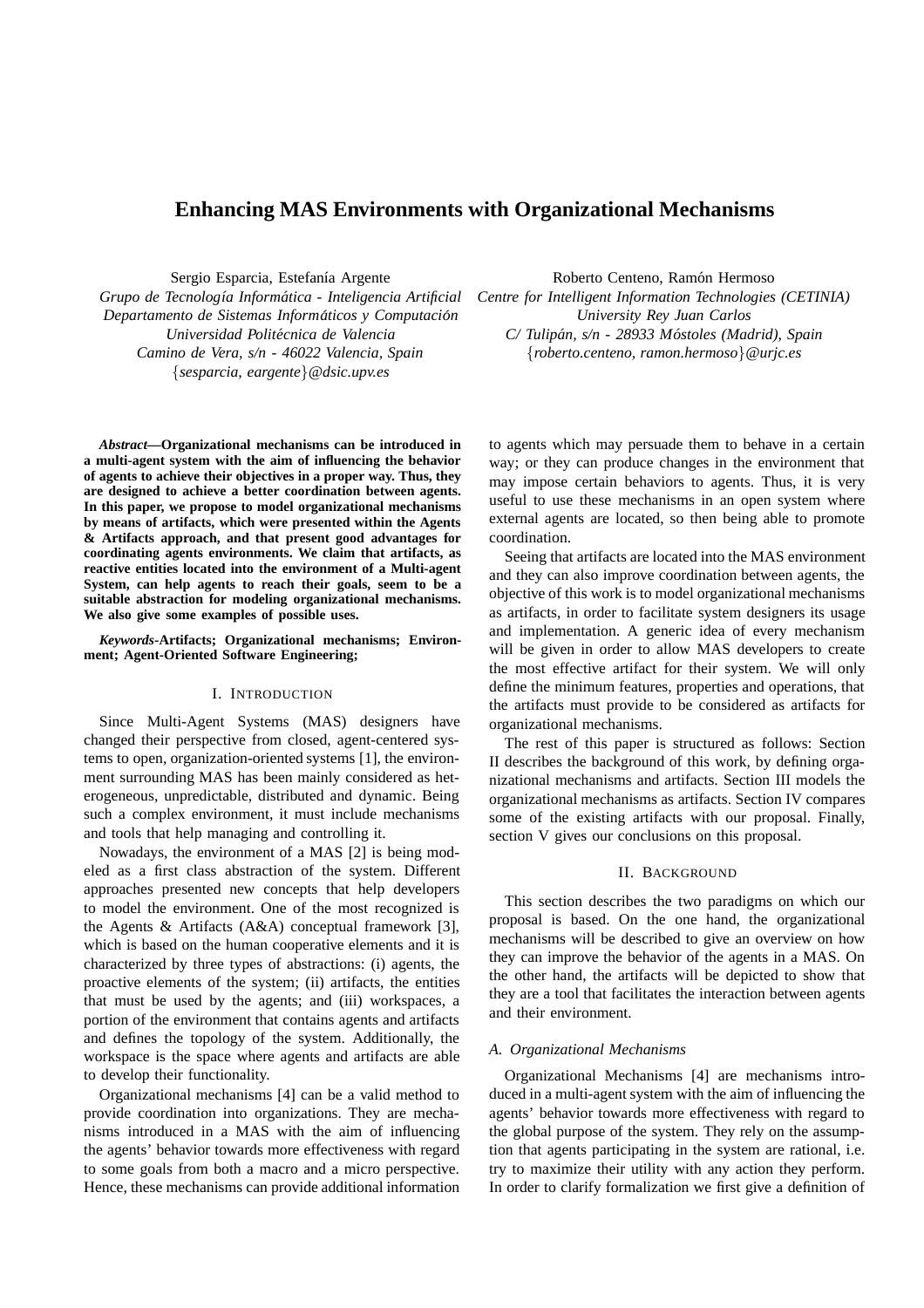# Enhancing MAS Environments with Organizational Mechanisms

Sergio Esparcia, Estefanía Argente
*Grupo de Tecnología Informática - Inteligencia Artificial*
*Departamento de Sistemas Informáticos y Computación*
*Universidad Politécnica de Valencia*
*Camino de Vera, s/n - 46022 Valencia, Spain*
{*sesparcia, eargente*}*@dsic.upv.es*

Roberto Centeno, Ramón Hermoso
*Centre for Intelligent Information Technologies (CETINIA)*
*University Rey Juan Carlos*
*C/ Tulipán, s/n - 28933 Móstoles (Madrid), Spain*
{*roberto.centeno, ramon.hermoso*}*@urjc.es*

***Abstract*—Organizational mechanisms can be introduced in a multi-agent system with the aim of influencing the behavior of agents to achieve their objectives in a proper way. Thus, they are designed to achieve a better coordination between agents. In this paper, we propose to model organizational mechanisms by means of artifacts, which were presented within the Agents & Artifacts approach, and that present good advantages for coordinating agents environments. We claim that artifacts, as reactive entities located into the environment of a Multi-agent System, can help agents to reach their goals, seem to be a suitable abstraction for modeling organizational mechanisms. We also give some examples of possible uses.**

***Keywords*-Artifacts; Organizational mechanisms; Environment; Agent-Oriented Software Engineering;**

## I. Introduction

Since Multi-Agent Systems (MAS) designers have changed their perspective from closed, agent-centered systems to open, organization-oriented systems [1], the environment surrounding MAS has been mainly considered as heterogeneous, unpredictable, distributed and dynamic. Being such a complex environment, it must include mechanisms and tools that help managing and controlling it.

Nowadays, the environment of a MAS [2] is being modeled as a first class abstraction of the system. Different approaches presented new concepts that help developers to model the environment. One of the most recognized is the Agents & Artifacts (A&A) conceptual framework [3], which is based on the human cooperative elements and it is characterized by three types of abstractions: (i) agents, the proactive elements of the system; (ii) artifacts, the entities that must be used by the agents; and (iii) workspaces, a portion of the environment that contains agents and artifacts and defines the topology of the system. Additionally, the workspace is the space where agents and artifacts are able to develop their functionality.

Organizational mechanisms [4] can be a valid method to provide coordination into organizations. They are mechanisms introduced in a MAS with the aim of influencing the agents' behavior towards more effectiveness with regard to some goals from both a macro and a micro perspective. Hence, these mechanisms can provide additional information to agents which may persuade them to behave in a certain way; or they can produce changes in the environment that may impose certain behaviors to agents. Thus, it is very useful to use these mechanisms in an open system where external agents are located, so then being able to promote coordination.

Seeing that artifacts are located into the MAS environment and they can also improve coordination between agents, the objective of this work is to model organizational mechanisms as artifacts, in order to facilitate system designers its usage and implementation. A generic idea of every mechanism will be given in order to allow MAS developers to create the most effective artifact for their system. We will only define the minimum features, properties and operations, that the artifacts must provide to be considered as artifacts for organizational mechanisms.

The rest of this paper is structured as follows: Section II describes the background of this work, by defining organizational mechanisms and artifacts. Section III models the organizational mechanisms as artifacts. Section IV compares some of the existing artifacts with our proposal. Finally, section V gives our conclusions on this proposal.

## II. Background

This section describes the two paradigms on which our proposal is based. On the one hand, the organizational mechanisms will be described to give an overview on how they can improve the behavior of the agents in a MAS. On the other hand, the artifacts will be depicted to show that they are a tool that facilitates the interaction between agents and their environment.

### *A. Organizational Mechanisms*

Organizational Mechanisms [4] are mechanisms introduced in a multi-agent system with the aim of influencing the agents' behavior towards more effectiveness with regard to the global purpose of the system. They rely on the assumption that agents participating in the system are rational, i.e. try to maximize their utility with any action they perform. In order to clarify formalization we first give a definition of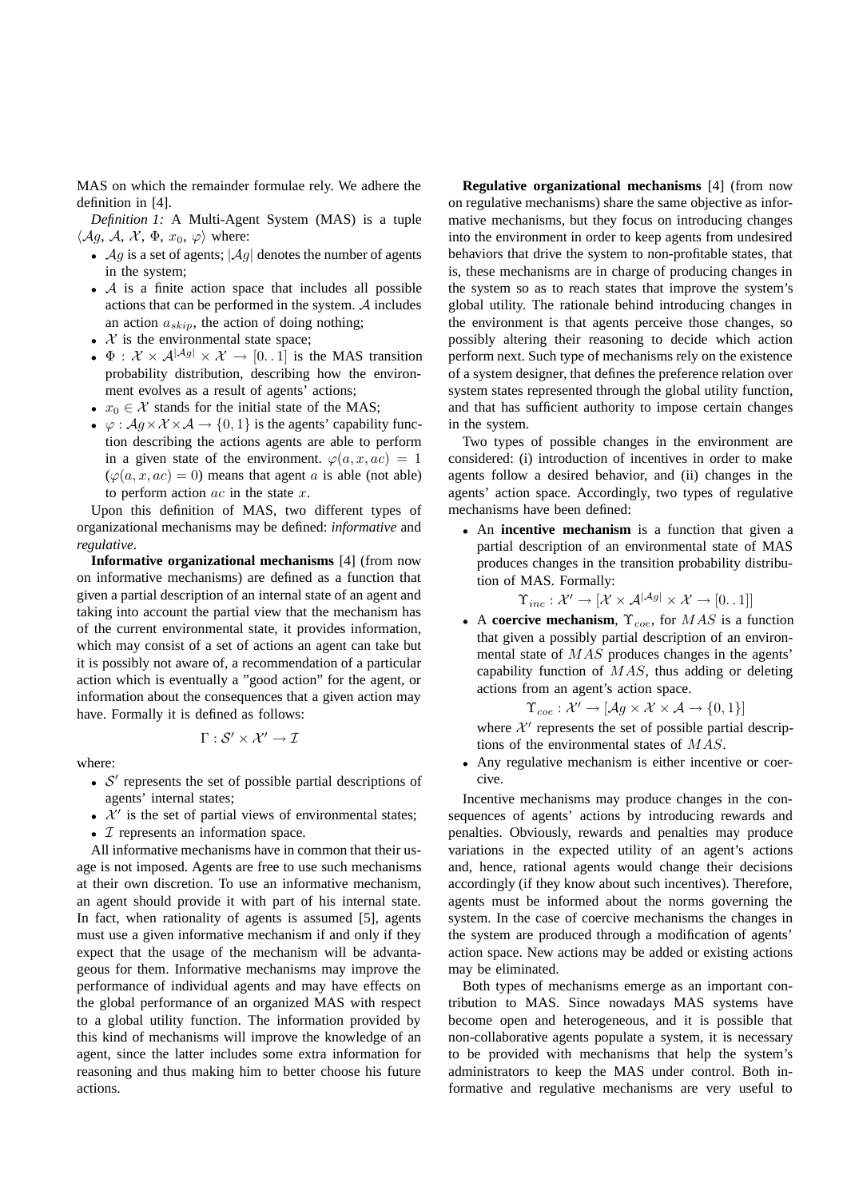MAS on which the remainder formulae rely. We adhere the definition in [4].

*Definition 1:* A Multi-Agent System (MAS) is a tuple $\langle \mathcal{A}g, \mathcal{A}, \mathcal{X}, \Phi, x_0, \varphi \rangle$ where:

- $\mathcal{A}g$ is a set of agents; $|\mathcal{A}g|$ denotes the number of agents in the system;
- $\mathcal{A}$ is a finite action space that includes all possible actions that can be performed in the system. $\mathcal{A}$ includes an action $a_{skip}$, the action of doing nothing;
- $\mathcal{X}$ is the environmental state space;
- $\Phi : \mathcal{X} \times \mathcal{A}^{|\mathcal{A}g|} \times \mathcal{X} \rightarrow [0..1]$ is the MAS transition probability distribution, describing how the environment evolves as a result of agents' actions;
- $x_0 \in \mathcal{X}$ stands for the initial state of the MAS;
- $\varphi : \mathcal{A}g \times \mathcal{X} \times \mathcal{A} \rightarrow \{0, 1\}$ is the agents' capability function describing the actions agents are able to perform in a given state of the environment. $\varphi(a, x, ac) = 1$ ($\varphi(a, x, ac) = 0$) means that agent $a$ is able (not able) to perform action $ac$ in the state $x$.

Upon this definition of MAS, two different types of organizational mechanisms may be defined: *informative* and *regulative*.

**Informative organizational mechanisms** [4] (from now on informative mechanisms) are defined as a function that given a partial description of an internal state of an agent and taking into account the partial view that the mechanism has of the current environmental state, it provides information, which may consist of a set of actions an agent can take but it is possibly not aware of, a recommendation of a particular action which is eventually a "good action" for the agent, or information about the consequences that a given action may have. Formally it is defined as follows:

$$\Gamma : \mathcal{S}' \times \mathcal{X}' \rightarrow \mathcal{I}$$

where:

- $\mathcal{S}'$ represents the set of possible partial descriptions of agents' internal states;
- $\mathcal{X}'$ is the set of partial views of environmental states;
- $\mathcal{I}$ represents an information space.

All informative mechanisms have in common that their usage is not imposed. Agents are free to use such mechanisms at their own discretion. To use an informative mechanism, an agent should provide it with part of his internal state. In fact, when rationality of agents is assumed [5], agents must use a given informative mechanism if and only if they expect that the usage of the mechanism will be advantageous for them. Informative mechanisms may improve the performance of individual agents and may have effects on the global performance of an organized MAS with respect to a global utility function. The information provided by this kind of mechanisms will improve the knowledge of an agent, since the latter includes some extra information for reasoning and thus making him to better choose his future actions.

**Regulative organizational mechanisms** [4] (from now on regulative mechanisms) share the same objective as informative mechanisms, but they focus on introducing changes into the environment in order to keep agents from undesired behaviors that drive the system to non-profitable states, that is, these mechanisms are in charge of producing changes in the system so as to reach states that improve the system's global utility. The rationale behind introducing changes in the environment is that agents perceive those changes, so possibly altering their reasoning to decide which action perform next. Such type of mechanisms rely on the existence of a system designer, that defines the preference relation over system states represented through the global utility function, and that has sufficient authority to impose certain changes in the system.

Two types of possible changes in the environment are considered: (i) introduction of incentives in order to make agents follow a desired behavior, and (ii) changes in the agents' action space. Accordingly, two types of regulative mechanisms have been defined:

- An **incentive mechanism** is a function that given a partial description of an environmental state of MAS produces changes in the transition probability distribution of MAS. Formally:
  $$\Upsilon_{inc} : \mathcal{X}' \rightarrow [\mathcal{X} \times \mathcal{A}^{|\mathcal{A}g|} \times \mathcal{X} \rightarrow [0..1]]$$
- A **coercive mechanism**, $\Upsilon_{coe}$, for $MAS$ is a function that given a possibly partial description of an environmental state of $MAS$ produces changes in the agents' capability function of $MAS$, thus adding or deleting actions from an agent's action space.
  $$\Upsilon_{coe} : \mathcal{X}' \rightarrow [\mathcal{A}g \times \mathcal{X} \times \mathcal{A} \rightarrow \{0, 1\}]$$
  where $\mathcal{X}'$ represents the set of possible partial descriptions of the environmental states of $MAS$.
- Any regulative mechanism is either incentive or coercive.

Incentive mechanisms may produce changes in the consequences of agents' actions by introducing rewards and penalties. Obviously, rewards and penalties may produce variations in the expected utility of an agent's actions and, hence, rational agents would change their decisions accordingly (if they know about such incentives). Therefore, agents must be informed about the norms governing the system. In the case of coercive mechanisms the changes in the system are produced through a modification of agents' action space. New actions may be added or existing actions may be eliminated.

Both types of mechanisms emerge as an important contribution to MAS. Since nowadays MAS systems have become open and heterogeneous, and it is possible that non-collaborative agents populate a system, it is necessary to be provided with mechanisms that help the system's administrators to keep the MAS under control. Both informative and regulative mechanisms are very useful to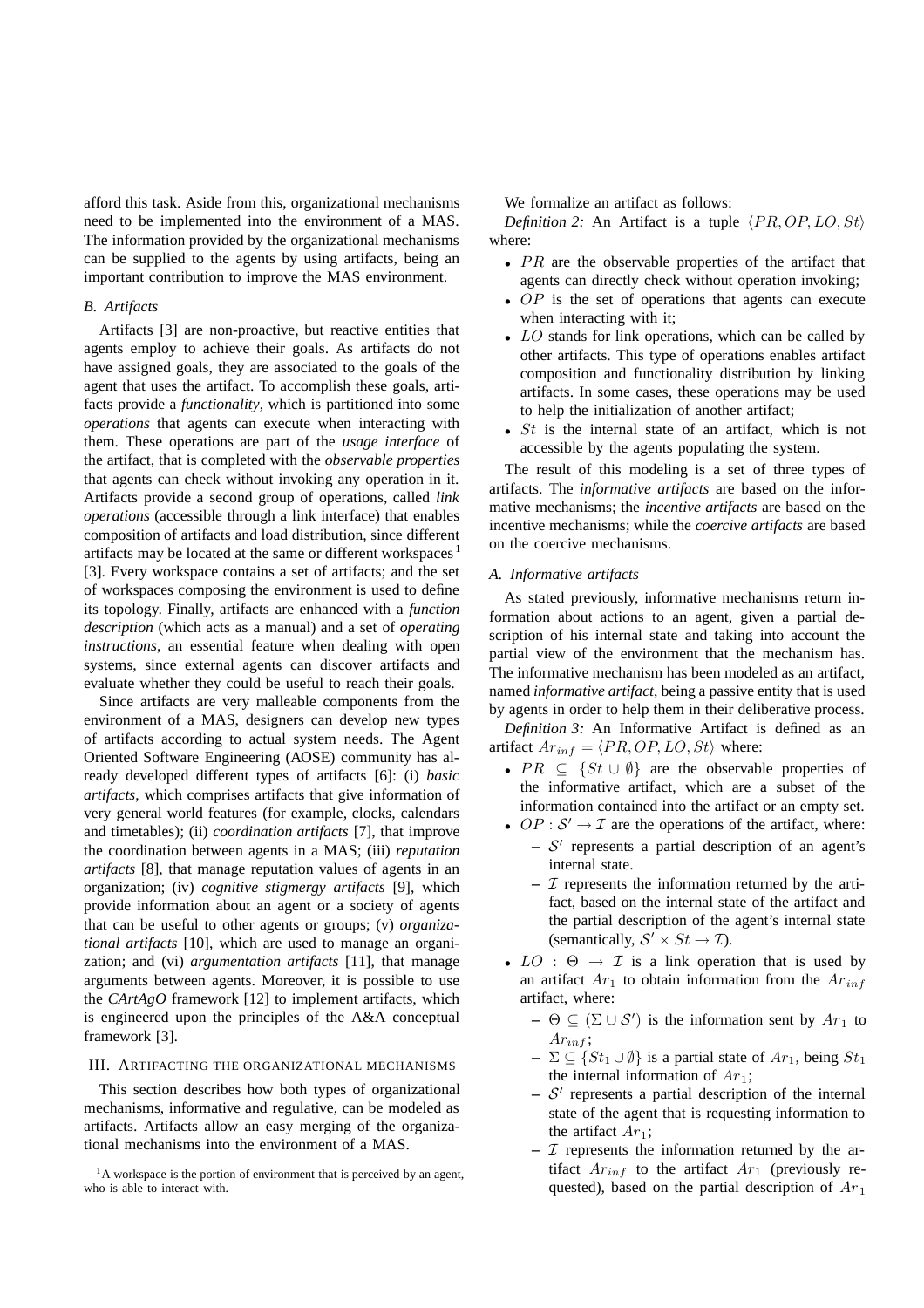afford this task. Aside from this, organizational mechanisms need to be implemented into the environment of a MAS. The information provided by the organizational mechanisms can be supplied to the agents by using artifacts, being an important contribution to improve the MAS environment.

### B. Artifacts

Artifacts [3] are non-proactive, but reactive entities that agents employ to achieve their goals. As artifacts do not have assigned goals, they are associated to the goals of the agent that uses the artifact. To accomplish these goals, artifacts provide a *functionality*, which is partitioned into some *operations* that agents can execute when interacting with them. These operations are part of the *usage interface* of the artifact, that is completed with the *observable properties* that agents can check without invoking any operation in it. Artifacts provide a second group of operations, called *link operations* (accessible through a link interface) that enables composition of artifacts and load distribution, since different artifacts may be located at the same or different workspaces[1] [3]. Every workspace contains a set of artifacts; and the set of workspaces composing the environment is used to define its topology. Finally, artifacts are enhanced with a *function description* (which acts as a manual) and a set of *operating instructions*, an essential feature when dealing with open systems, since external agents can discover artifacts and evaluate whether they could be useful to reach their goals.

Since artifacts are very malleable components from the environment of a MAS, designers can develop new types of artifacts according to actual system needs. The Agent Oriented Software Engineering (AOSE) community has already developed different types of artifacts [6]: (i) *basic artifacts*, which comprises artifacts that give information of very general world features (for example, clocks, calendars and timetables); (ii) *coordination artifacts* [7], that improve the coordination between agents in a MAS; (iii) *reputation artifacts* [8], that manage reputation values of agents in an organization; (iv) *cognitive stigmergy artifacts* [9], which provide information about an agent or a society of agents that can be useful to other agents or groups; (v) *organizational artifacts* [10], which are used to manage an organization; and (vi) *argumentation artifacts* [11], that manage arguments between agents. Moreover, it is possible to use the *CArtAgO* framework [12] to implement artifacts, which is engineered upon the principles of the A&A conceptual framework [3].

## III. Artifacting the organizational mechanisms

This section describes how both types of organizational mechanisms, informative and regulative, can be modeled as artifacts. Artifacts allow an easy merging of the organizational mechanisms into the environment of a MAS.

[1]A workspace is the portion of environment that is perceived by an agent, who is able to interact with.

We formalize an artifact as follows:

*Definition 2:* An Artifact is a tuple $\langle PR, OP, LO, St \rangle$ where:

- $PR$ are the observable properties of the artifact that agents can directly check without operation invoking;
- $OP$ is the set of operations that agents can execute when interacting with it;
- $LO$ stands for link operations, which can be called by other artifacts. This type of operations enables artifact composition and functionality distribution by linking artifacts. In some cases, these operations may be used to help the initialization of another artifact;
- $St$ is the internal state of an artifact, which is not accessible by the agents populating the system.

The result of this modeling is a set of three types of artifacts. The *informative artifacts* are based on the informative mechanisms; the *incentive artifacts* are based on the incentive mechanisms; while the *coercive artifacts* are based on the coercive mechanisms.

### A. Informative artifacts

As stated previously, informative mechanisms return information about actions to an agent, given a partial description of his internal state and taking into account the partial view of the environment that the mechanism has. The informative mechanism has been modeled as an artifact, named *informative artifact*, being a passive entity that is used by agents in order to help them in their deliberative process.

*Definition 3:* An Informative Artifact is defined as an artifact $Ar_{inf} = \langle PR, OP, LO, St \rangle$ where:

- $PR \subseteq \{St \cup \emptyset\}$ are the observable properties of the informative artifact, which are a subset of the information contained into the artifact or an empty set.
- $OP : \mathcal{S}' \rightarrow \mathcal{I}$ are the operations of the artifact, where:
  - $\mathcal{S}'$ represents a partial description of an agent's internal state.
  - $\mathcal{I}$ represents the information returned by the artifact, based on the internal state of the artifact and the partial description of the agent's internal state (semantically, $\mathcal{S}' \times St \rightarrow \mathcal{I}$).
- $LO : \Theta \rightarrow \mathcal{I}$ is a link operation that is used by an artifact $Ar_1$ to obtain information from the $Ar_{inf}$ artifact, where:
  - $\Theta \subseteq (\Sigma \cup \mathcal{S}')$ is the information sent by $Ar_1$ to $Ar_{inf}$;
  - $\Sigma \subseteq \{St_1 \cup \emptyset\}$ is a partial state of $Ar_1$, being $St_1$ the internal information of $Ar_1$;
  - $\mathcal{S}'$ represents a partial description of the internal state of the agent that is requesting information to the artifact $Ar_1$;
  - $\mathcal{I}$ represents the information returned by the artifact $Ar_{inf}$ to the artifact $Ar_1$ (previously requested), based on the partial description of $Ar_1$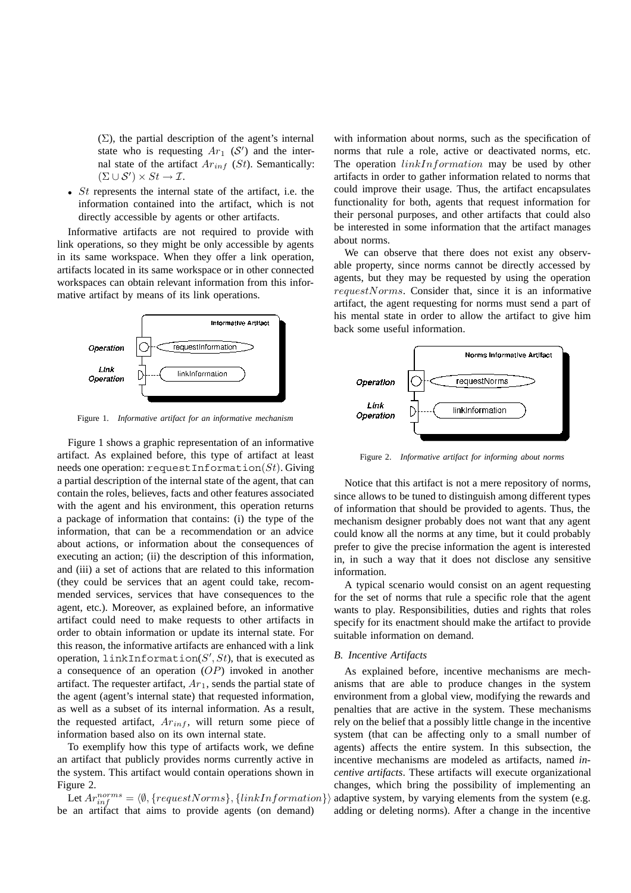($\Sigma$), the partial description of the agent's internal state who is requesting $Ar_1$ ($\mathcal{S}'$) and the internal state of the artifact $Ar_{inf}$ ($St$). Semantically: $(\Sigma \cup \mathcal{S}') \times St \rightarrow \mathcal{I}$.

- $St$ represents the internal state of the artifact, i.e. the information contained into the artifact, which is not directly accessible by agents or other artifacts.

Informative artifacts are not required to provide with link operations, so they might be only accessible by agents in its same workspace. When they offer a link operation, artifacts located in its same workspace or in other connected workspaces can obtain relevant information from this informative artifact by means of its link operations.

Informative Artifact
Operation
requestInformation
Link Operation
linkInformation

Figure 1. *Informative artifact for an informative mechanism*

Figure 1 shows a graphic representation of an informative artifact. As explained before, this type of artifact at least needs one operation: requestInformation($St$). Giving a partial description of the internal state of the agent, that can contain the roles, believes, facts and other features associated with the agent and his environment, this operation returns a package of information that contains: (i) the type of the information, that can be a recommendation or an advice about actions, or information about the consequences of executing an action; (ii) the description of this information, and (iii) a set of actions that are related to this information (they could be services that an agent could take, recommended services, services that have consequences to the agent, etc.). Moreover, as explained before, an informative artifact could need to make requests to other artifacts in order to obtain information or update its internal state. For this reason, the informative artifacts are enhanced with a link operation, linkInformation($S'$, $St$), that is executed as a consequence of an operation ($OP$) invoked in another artifact. The requester artifact, $Ar_1$, sends the partial state of the agent (agent's internal state) that requested information, as well as a subset of its internal information. As a result, the requested artifact, $Ar_{inf}$, will return some piece of information based also on its own internal state.

To exemplify how this type of artifacts work, we define an artifact that publicly provides norms currently active in the system. This artifact would contain operations shown in Figure 2.

Let $Ar_{inf}^{norms} = \langle \emptyset, \{requestNorms\}, \{linkInformation\} \rangle$ be an artifact that aims to provide agents (on demand) with information about norms, such as the specification of norms that rule a role, active or deactivated norms, etc. The operation $linkInformation$ may be used by other artifacts in order to gather information related to norms that could improve their usage. Thus, the artifact encapsulates functionality for both, agents that request information for their personal purposes, and other artifacts that could also be interested in some information that the artifact manages about norms.

We can observe that there does not exist any observable property, since norms cannot be directly accessed by agents, but they may be requested by using the operation $requestNorms$. Consider that, since it is an informative artifact, the agent requesting for norms must send a part of his mental state in order to allow the artifact to give him back some useful information.

Norms Informative Artifact
Operation
requestNorms
Link Operation
linkInformation

Figure 2. *Informative artifact for informing about norms*

Notice that this artifact is not a mere repository of norms, since allows to be tuned to distinguish among different types of information that should be provided to agents. Thus, the mechanism designer probably does not want that any agent could know all the norms at any time, but it could probably prefer to give the precise information the agent is interested in, in such a way that it does not disclose any sensitive information.

A typical scenario would consist on an agent requesting for the set of norms that rule a specific role that the agent wants to play. Responsibilities, duties and rights that roles specify for its enactment should make the artifact to provide suitable information on demand.

### B. Incentive Artifacts

As explained before, incentive mechanisms are mechanisms that are able to produce changes in the system environment from a global view, modifying the rewards and penalties that are active in the system. These mechanisms rely on the belief that a possibly little change in the incentive system (that can be affecting only to a small number of agents) affects the entire system. In this subsection, the incentive mechanisms are modeled as artifacts, named *incentive artifacts*. These artifacts will execute organizational changes, which bring the possibility of implementing an adaptive system, by varying elements from the system (e.g. adding or deleting norms). After a change in the incentive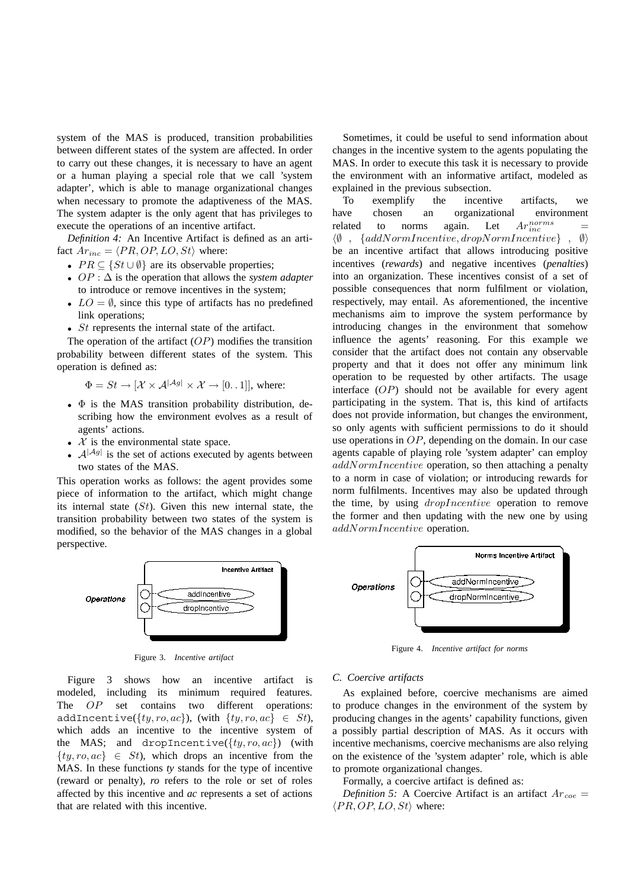system of the MAS is produced, transition probabilities between different states of the system are affected. In order to carry out these changes, it is necessary to have an agent or a human playing a special role that we call 'system adapter', which is able to manage organizational changes when necessary to promote the adaptiveness of the MAS. The system adapter is the only agent that has privileges to execute the operations of an incentive artifact.

*Definition 4:* An Incentive Artifact is defined as an artifact $Ar_{inc} = \langle PR, OP, LO, St \rangle$ where:

- $PR \subseteq \{St \cup \emptyset\}$ are its observable properties;
- $OP : \Delta$ is the operation that allows the *system adapter* to introduce or remove incentives in the system;
- $LO = \emptyset$, since this type of artifacts has no predefined link operations;
- $St$ represents the internal state of the artifact.

The operation of the artifact ($OP$) modifies the transition probability between different states of the system. This operation is defined as:

$$\Phi = St \rightarrow [\mathcal{X} \times \mathcal{A}^{|\mathcal{A}g|} \times \mathcal{X} \rightarrow [0..1]], \text{ where:}$$

- $\Phi$ is the MAS transition probability distribution, describing how the environment evolves as a result of agents' actions.
- $\mathcal{X}$ is the environmental state space.
- $\mathcal{A}^{|\mathcal{A}g|}$ is the set of actions executed by agents between two states of the MAS.

This operation works as follows: the agent provides some piece of information to the artifact, which might change its internal state ($St$). Given this new internal state, the transition probability between two states of the system is modified, so the behavior of the MAS changes in a global perspective.

Incentive Artifact

Operations

addIncentive

dropIncentive

Figure 3. *Incentive artifact*

Figure 3 shows how an incentive artifact is modeled, including its minimum required features. The $OP$ set contains two different operations: `addIncentive`($\{ty, ro, ac\}$), (with $\{ty, ro, ac\} \in St$), which adds an incentive to the incentive system of the MAS; and `dropIncentive`($\{ty, ro, ac\}$) (with $\{ty, ro, ac\} \in St$), which drops an incentive from the MAS. In these functions *ty* stands for the type of incentive (reward or penalty), *ro* refers to the role or set of roles affected by this incentive and *ac* represents a set of actions that are related with this incentive.

Sometimes, it could be useful to send information about changes in the incentive system to the agents populating the MAS. In order to execute this task it is necessary to provide the environment with an informative artifact, modeled as explained in the previous subsection.

To exemplify the incentive artifacts, we have chosen an organizational environment related to norms again. Let $Ar_{inc}^{norms} = \langle \emptyset \ , \ \{addNormIncentive, dropNormIncentive\} \ , \ \emptyset \rangle$ be an incentive artifact that allows introducing positive incentives (*rewards*) and negative incentives (*penalties*) into an organization. These incentives consist of a set of possible consequences that norm fulfilment or violation, respectively, may entail. As aforementioned, the incentive mechanisms aim to improve the system performance by introducing changes in the environment that somehow influence the agents' reasoning. For this example we consider that the artifact does not contain any observable property and that it does not offer any minimum link operation to be requested by other artifacts. The usage interface ($OP$) should not be available for every agent participating in the system. That is, this kind of artifacts does not provide information, but changes the environment, so only agents with sufficient permissions to do it should use operations in $OP$, depending on the domain. In our case agents capable of playing role 'system adapter' can employ $addNormIncentive$ operation, so then attaching a penalty to a norm in case of violation; or introducing rewards for norm fulfilments. Incentives may also be updated through the time, by using $dropIncentive$ operation to remove the former and then updating with the new one by using $addNormIncentive$ operation.

Norms Incentive Artifact

Operations

addNormIncentive

dropNormIncentive

Figure 4. *Incentive artifact for norms*

### C. Coercive artifacts

As explained before, coercive mechanisms are aimed to produce changes in the environment of the system by producing changes in the agents' capability functions, given a possibly partial description of MAS. As it occurs with incentive mechanisms, coercive mechanisms are also relying on the existence of the 'system adapter' role, which is able to promote organizational changes.

Formally, a coercive artifact is defined as:

*Definition 5:* A Coercive Artifact is an artifact $Ar_{coe} = \langle PR, OP, LO, St \rangle$ where: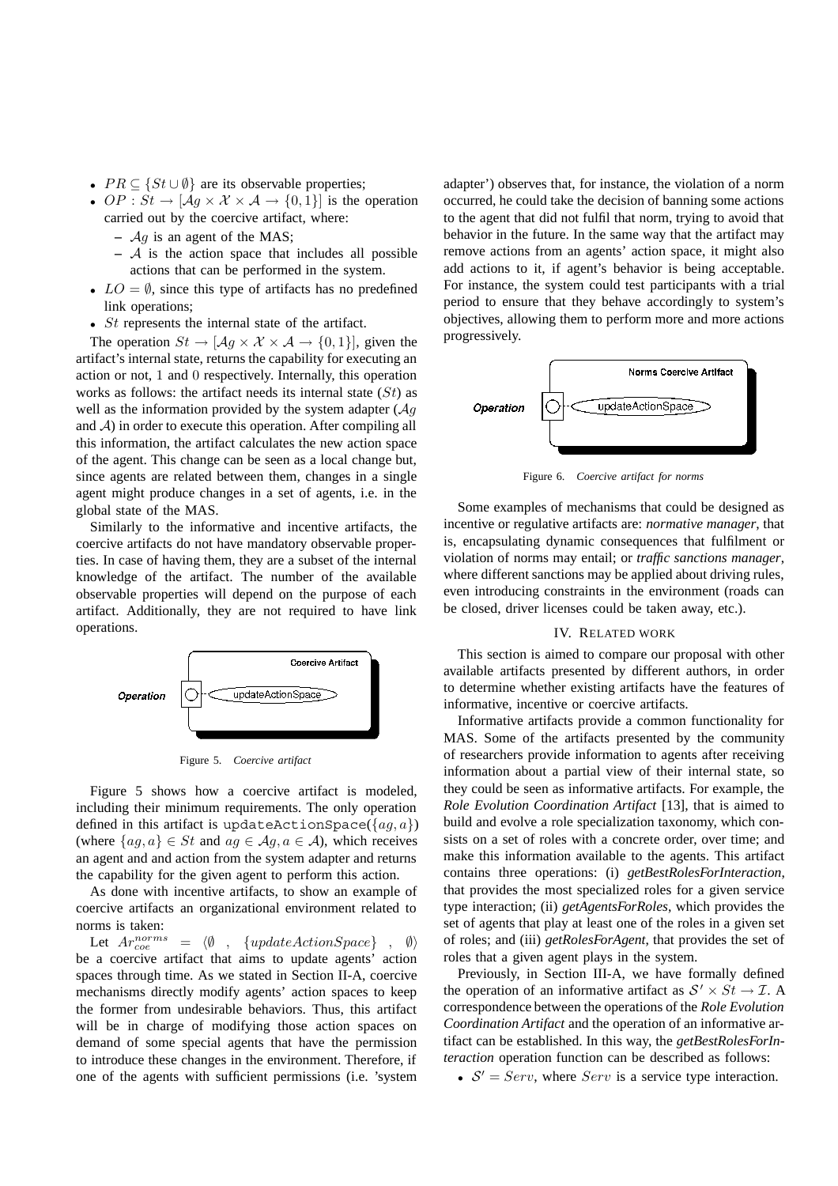- $PR \subseteq \{St \cup \emptyset\}$ are its observable properties;
- $OP : St \rightarrow [\mathcal{A}g \times \mathcal{X} \times \mathcal{A} \rightarrow \{0,1\}]$ is the operation carried out by the coercive artifact, where:
  - $\mathcal{A}g$ is an agent of the MAS;
  - $\mathcal{A}$ is the action space that includes all possible actions that can be performed in the system.
- $LO = \emptyset$, since this type of artifacts has no predefined link operations;
- $St$ represents the internal state of the artifact.

The operation $St \rightarrow [\mathcal{A}g \times \mathcal{X} \times \mathcal{A} \rightarrow \{0,1\}]$, given the artifact's internal state, returns the capability for executing an action or not, 1 and 0 respectively. Internally, this operation works as follows: the artifact needs its internal state ($St$) as well as the information provided by the system adapter ($\mathcal{A}g$ and $\mathcal{A}$) in order to execute this operation. After compiling all this information, the artifact calculates the new action space of the agent. This change can be seen as a local change but, since agents are related between them, changes in a single agent might produce changes in a set of agents, i.e. in the global state of the MAS.

Similarly to the informative and incentive artifacts, the coercive artifacts do not have mandatory observable properties. In case of having them, they are a subset of the internal knowledge of the artifact. The number of the available observable properties will depend on the purpose of each artifact. Additionally, they are not required to have link operations.

Coercive Artifact

Operation — updateActionSpace

Figure 5. *Coercive artifact*

Figure 5 shows how a coercive artifact is modeled, including their minimum requirements. The only operation defined in this artifact is `updateActionSpace`($\{ag, a\}$) (where $\{ag, a\} \in St$ and $ag \in \mathcal{A}g, a \in \mathcal{A}$), which receives an agent and and action from the system adapter and returns the capability for the given agent to perform this action.

As done with incentive artifacts, to show an example of coercive artifacts an organizational environment related to norms is taken:

Let $Ar^{norms}_{coe} = \langle \emptyset \ , \ \{updateActionSpace\} \ , \ \emptyset \rangle$ be a coercive artifact that aims to update agents' action spaces through time. As we stated in Section II-A, coercive mechanisms directly modify agents' action spaces to keep the former from undesirable behaviors. Thus, this artifact will be in charge of modifying those action spaces on demand of some special agents that have the permission to introduce these changes in the environment. Therefore, if one of the agents with sufficient permissions (i.e. 'system adapter') observes that, for instance, the violation of a norm occurred, he could take the decision of banning some actions to the agent that did not fulfil that norm, trying to avoid that behavior in the future. In the same way that the artifact may remove actions from an agents' action space, it might also add actions to it, if agent's behavior is being acceptable. For instance, the system could test participants with a trial period to ensure that they behave accordingly to system's objectives, allowing them to perform more and more actions progressively.

Norms Coercive Artifact

Operation — updateActionSpace

Figure 6. *Coercive artifact for norms*

Some examples of mechanisms that could be designed as incentive or regulative artifacts are: *normative manager*, that is, encapsulating dynamic consequences that fulfilment or violation of norms may entail; or *traffic sanctions manager*, where different sanctions may be applied about driving rules, even introducing constraints in the environment (roads can be closed, driver licenses could be taken away, etc.).

## IV. Related work

This section is aimed to compare our proposal with other available artifacts presented by different authors, in order to determine whether existing artifacts have the features of informative, incentive or coercive artifacts.

Informative artifacts provide a common functionality for MAS. Some of the artifacts presented by the community of researchers provide information to agents after receiving information about a partial view of their internal state, so they could be seen as informative artifacts. For example, the *Role Evolution Coordination Artifact* [13], that is aimed to build and evolve a role specialization taxonomy, which consists on a set of roles with a concrete order, over time; and make this information available to the agents. This artifact contains three operations: (i) *getBestRolesForInteraction*, that provides the most specialized roles for a given service type interaction; (ii) *getAgentsForRoles*, which provides the set of agents that play at least one of the roles in a given set of roles; and (iii) *getRolesForAgent*, that provides the set of roles that a given agent plays in the system.

Previously, in Section III-A, we have formally defined the operation of an informative artifact as $\mathcal{S}' \times St \rightarrow \mathcal{I}$. A correspondence between the operations of the *Role Evolution Coordination Artifact* and the operation of an informative artifact can be established. In this way, the *getBestRolesForInteraction* operation function can be described as follows:

- $\mathcal{S}' = Serv$, where $Serv$ is a service type interaction.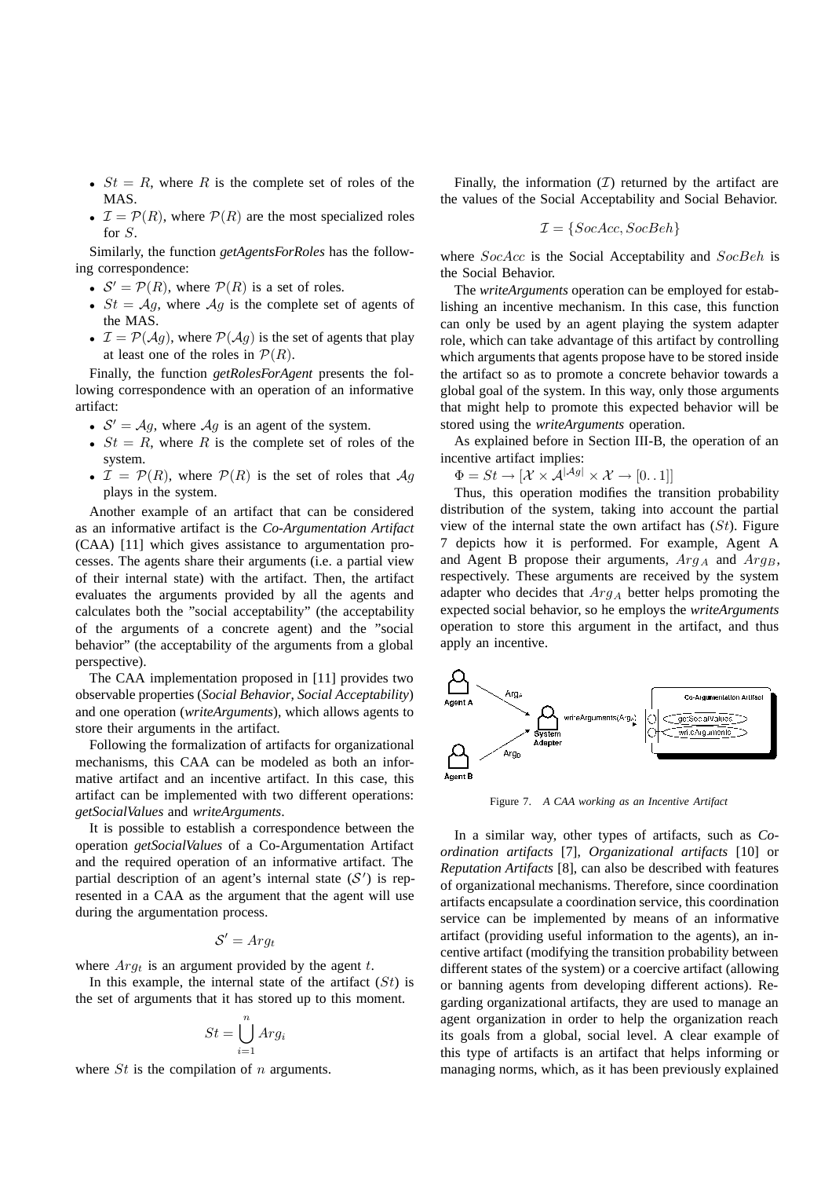- $St = R$, where $R$ is the complete set of roles of the MAS.
- $\mathcal{I} = \mathcal{P}(R)$, where $\mathcal{P}(R)$ are the most specialized roles for $S$.

Similarly, the function *getAgentsForRoles* has the following correspondence:

- $\mathcal{S}' = \mathcal{P}(R)$, where $\mathcal{P}(R)$ is a set of roles.
- $St = \mathcal{A}g$, where $\mathcal{A}g$ is the complete set of agents of the MAS.
- $\mathcal{I} = \mathcal{P}(\mathcal{A}g)$, where $\mathcal{P}(\mathcal{A}g)$ is the set of agents that play at least one of the roles in $\mathcal{P}(R)$.

Finally, the function *getRolesForAgent* presents the following correspondence with an operation of an informative artifact:

- $\mathcal{S}' = \mathcal{A}g$, where $\mathcal{A}g$ is an agent of the system.
- $St = R$, where $R$ is the complete set of roles of the system.
- $\mathcal{I} = \mathcal{P}(R)$, where $\mathcal{P}(R)$ is the set of roles that $\mathcal{A}g$ plays in the system.

Another example of an artifact that can be considered as an informative artifact is the *Co-Argumentation Artifact* (CAA) [11] which gives assistance to argumentation processes. The agents share their arguments (i.e. a partial view of their internal state) with the artifact. Then, the artifact evaluates the arguments provided by all the agents and calculates both the "social acceptability" (the acceptability of the arguments of a concrete agent) and the "social behavior" (the acceptability of the arguments from a global perspective).

The CAA implementation proposed in [11] provides two observable properties (*Social Behavior, Social Acceptability*) and one operation (*writeArguments*), which allows agents to store their arguments in the artifact.

Following the formalization of artifacts for organizational mechanisms, this CAA can be modeled as both an informative artifact and an incentive artifact. In this case, this artifact can be implemented with two different operations: *getSocialValues* and *writeArguments*.

It is possible to establish a correspondence between the operation *getSocialValues* of a Co-Argumentation Artifact and the required operation of an informative artifact. The partial description of an agent's internal state ($\mathcal{S}'$) is represented in a CAA as the argument that the agent will use during the argumentation process.

$$\mathcal{S}' = Arg_t$$

where $Arg_t$ is an argument provided by the agent $t$.

In this example, the internal state of the artifact ($St$) is the set of arguments that it has stored up to this moment.

$$St = \bigcup_{i=1}^{n} Arg_i$$

where $St$ is the compilation of $n$ arguments.

Finally, the information ($\mathcal{I}$) returned by the artifact are the values of the Social Acceptability and Social Behavior.

$$\mathcal{I} = \{SocAcc, SocBeh\}$$

where $SocAcc$ is the Social Acceptability and $SocBeh$ is the Social Behavior.

The *writeArguments* operation can be employed for establishing an incentive mechanism. In this case, this function can only be used by an agent playing the system adapter role, which can take advantage of this artifact by controlling which arguments that agents propose have to be stored inside the artifact so as to promote a concrete behavior towards a global goal of the system. In this way, only those arguments that might help to promote this expected behavior will be stored using the *writeArguments* operation.

As explained before in Section III-B, the operation of an incentive artifact implies:

$\Phi = St \rightarrow [\mathcal{X} \times \mathcal{A}^{|\mathcal{A}g|} \times \mathcal{X} \rightarrow [0..1]]$

Thus, this operation modifies the transition probability distribution of the system, taking into account the partial view of the internal state the own artifact has ($St$). Figure 7 depicts how it is performed. For example, Agent A and Agent B propose their arguments, $Arg_A$ and $Arg_B$, respectively. These arguments are received by the system adapter who decides that $Arg_A$ better helps promoting the expected social behavior, so he employs the *writeArguments* operation to store this argument in the artifact, and thus apply an incentive.

Figure 7. *A CAA working as an Incentive Artifact*

In a similar way, other types of artifacts, such as *Coordination artifacts* [7], *Organizational artifacts* [10] or *Reputation Artifacts* [8], can also be described with features of organizational mechanisms. Therefore, since coordination artifacts encapsulate a coordination service, this coordination service can be implemented by means of an informative artifact (providing useful information to the agents), an incentive artifact (modifying the transition probability between different states of the system) or a coercive artifact (allowing or banning agents from developing different actions). Regarding organizational artifacts, they are used to manage an agent organization in order to help the organization reach its goals from a global, social level. A clear example of this type of artifacts is an artifact that helps informing or managing norms, which, as it has been previously explained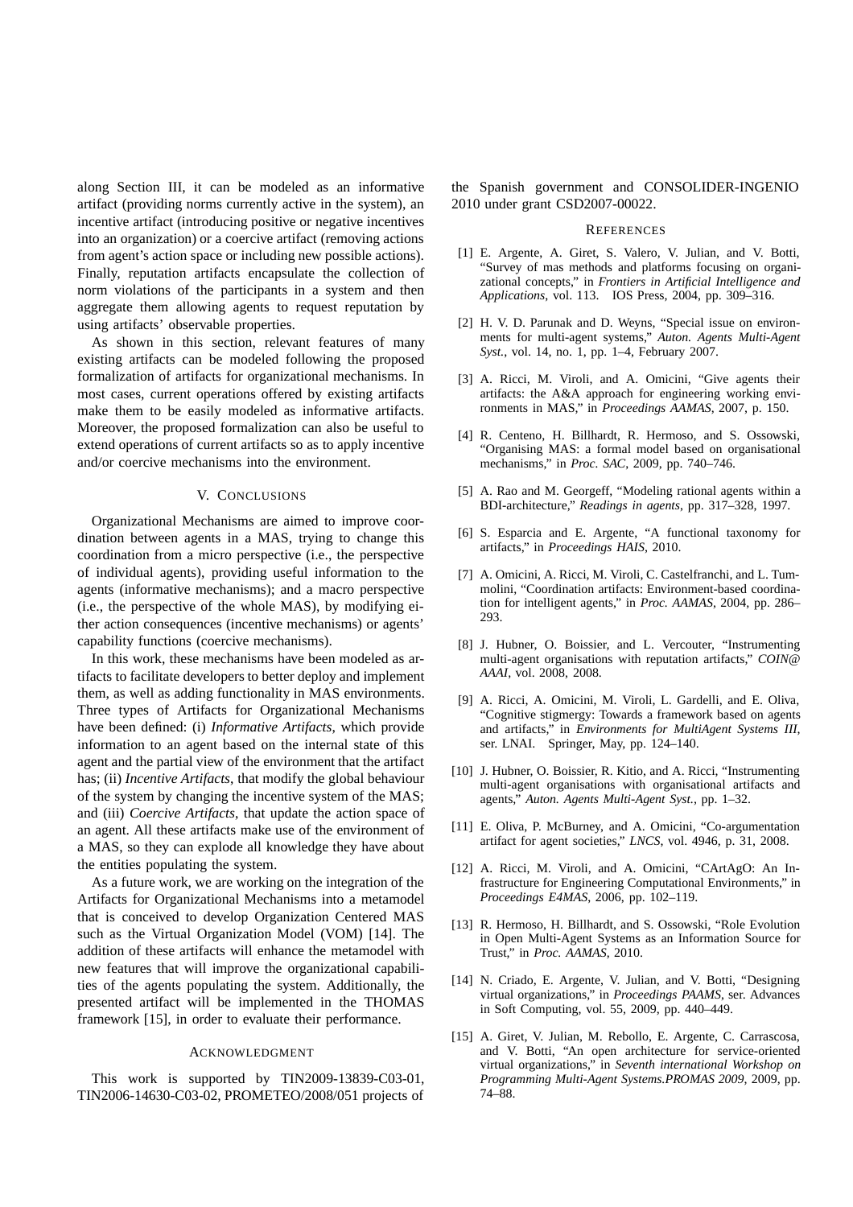along Section III, it can be modeled as an informative artifact (providing norms currently active in the system), an incentive artifact (introducing positive or negative incentives into an organization) or a coercive artifact (removing actions from agent's action space or including new possible actions). Finally, reputation artifacts encapsulate the collection of norm violations of the participants in a system and then aggregate them allowing agents to request reputation by using artifacts' observable properties.

As shown in this section, relevant features of many existing artifacts can be modeled following the proposed formalization of artifacts for organizational mechanisms. In most cases, current operations offered by existing artifacts make them to be easily modeled as informative artifacts. Moreover, the proposed formalization can also be useful to extend operations of current artifacts so as to apply incentive and/or coercive mechanisms into the environment.

## V. Conclusions

Organizational Mechanisms are aimed to improve coordination between agents in a MAS, trying to change this coordination from a micro perspective (i.e., the perspective of individual agents), providing useful information to the agents (informative mechanisms); and a macro perspective (i.e., the perspective of the whole MAS), by modifying either action consequences (incentive mechanisms) or agents' capability functions (coercive mechanisms).

In this work, these mechanisms have been modeled as artifacts to facilitate developers to better deploy and implement them, as well as adding functionality in MAS environments. Three types of Artifacts for Organizational Mechanisms have been defined: (i) *Informative Artifacts*, which provide information to an agent based on the internal state of this agent and the partial view of the environment that the artifact has; (ii) *Incentive Artifacts*, that modify the global behaviour of the system by changing the incentive system of the MAS; and (iii) *Coercive Artifacts*, that update the action space of an agent. All these artifacts make use of the environment of a MAS, so they can explode all knowledge they have about the entities populating the system.

As a future work, we are working on the integration of the Artifacts for Organizational Mechanisms into a metamodel that is conceived to develop Organization Centered MAS such as the Virtual Organization Model (VOM) [14]. The addition of these artifacts will enhance the metamodel with new features that will improve the organizational capabilities of the agents populating the system. Additionally, the presented artifact will be implemented in the THOMAS framework [15], in order to evaluate their performance.

## Acknowledgment

This work is supported by TIN2009-13839-C03-01, TIN2006-14630-C03-02, PROMETEO/2008/051 projects of the Spanish government and CONSOLIDER-INGENIO 2010 under grant CSD2007-00022.

## References

[1] E. Argente, A. Giret, S. Valero, V. Julian, and V. Botti, "Survey of mas methods and platforms focusing on organizational concepts," in *Frontiers in Artificial Intelligence and Applications*, vol. 113. IOS Press, 2004, pp. 309–316.

[2] H. V. D. Parunak and D. Weyns, "Special issue on environments for multi-agent systems," *Auton. Agents Multi-Agent Syst.*, vol. 14, no. 1, pp. 1–4, February 2007.

[3] A. Ricci, M. Viroli, and A. Omicini, "Give agents their artifacts: the A&A approach for engineering working environments in MAS," in *Proceedings AAMAS*, 2007, p. 150.

[4] R. Centeno, H. Billhardt, R. Hermoso, and S. Ossowski, "Organising MAS: a formal model based on organisational mechanisms," in *Proc. SAC*, 2009, pp. 740–746.

[5] A. Rao and M. Georgeff, "Modeling rational agents within a BDI-architecture," *Readings in agents*, pp. 317–328, 1997.

[6] S. Esparcia and E. Argente, "A functional taxonomy for artifacts," in *Proceedings HAIS*, 2010.

[7] A. Omicini, A. Ricci, M. Viroli, C. Castelfranchi, and L. Tummolini, "Coordination artifacts: Environment-based coordination for intelligent agents," in *Proc. AAMAS*, 2004, pp. 286–293.

[8] J. Hubner, O. Boissier, and L. Vercouter, "Instrumenting multi-agent organisations with reputation artifacts," *COIN@ AAAI*, vol. 2008, 2008.

[9] A. Ricci, A. Omicini, M. Viroli, L. Gardelli, and E. Oliva, "Cognitive stigmergy: Towards a framework based on agents and artifacts," in *Environments for MultiAgent Systems III*, ser. LNAI. Springer, May, pp. 124–140.

[10] J. Hubner, O. Boissier, R. Kitio, and A. Ricci, "Instrumenting multi-agent organisations with organisational artifacts and agents," *Auton. Agents Multi-Agent Syst.*, pp. 1–32.

[11] E. Oliva, P. McBurney, and A. Omicini, "Co-argumentation artifact for agent societies," *LNCS*, vol. 4946, p. 31, 2008.

[12] A. Ricci, M. Viroli, and A. Omicini, "CArtAgO: An Infrastructure for Engineering Computational Environments," in *Proceedings E4MAS*, 2006, pp. 102–119.

[13] R. Hermoso, H. Billhardt, and S. Ossowski, "Role Evolution in Open Multi-Agent Systems as an Information Source for Trust," in *Proc. AAMAS*, 2010.

[14] N. Criado, E. Argente, V. Julian, and V. Botti, "Designing virtual organizations," in *Proceedings PAAMS*, ser. Advances in Soft Computing, vol. 55, 2009, pp. 440–449.

[15] A. Giret, V. Julian, M. Rebollo, E. Argente, C. Carrascosa, and V. Botti, "An open architecture for service-oriented virtual organizations," in *Seventh international Workshop on Programming Multi-Agent Systems.PROMAS 2009*, 2009, pp. 74–88.